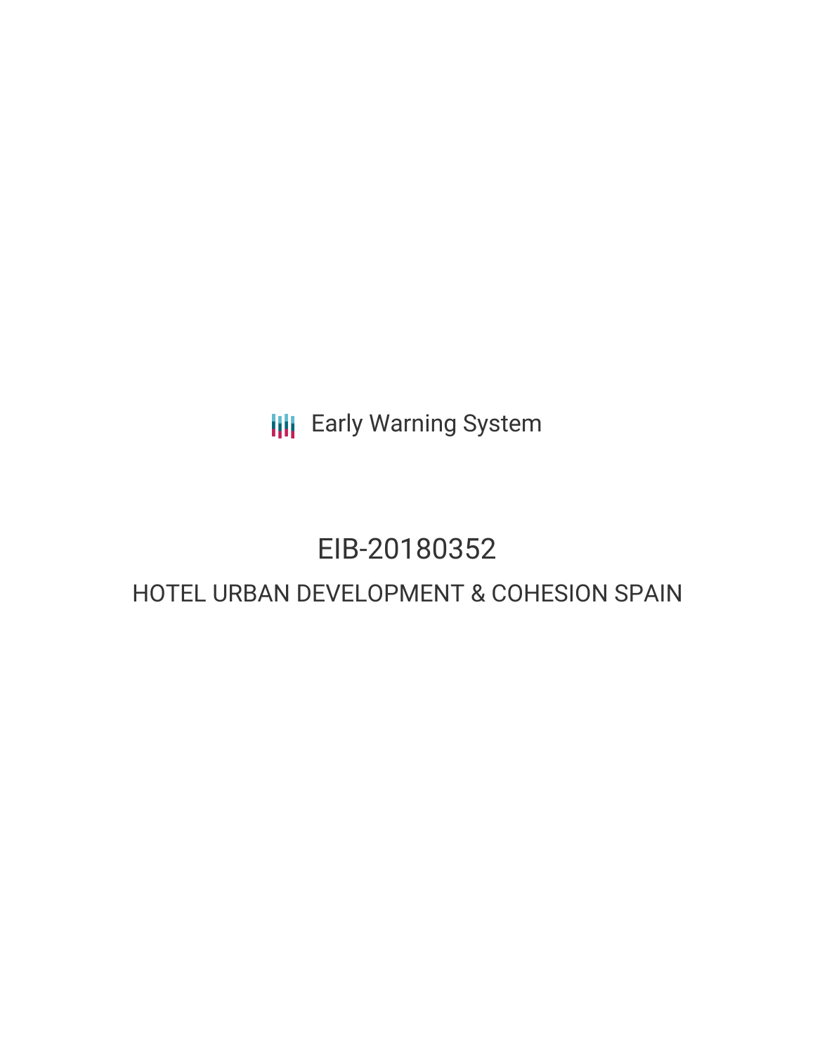Early Warning System

# EIB-20180352

## HOTEL URBAN DEVELOPMENT & COHESION SPAIN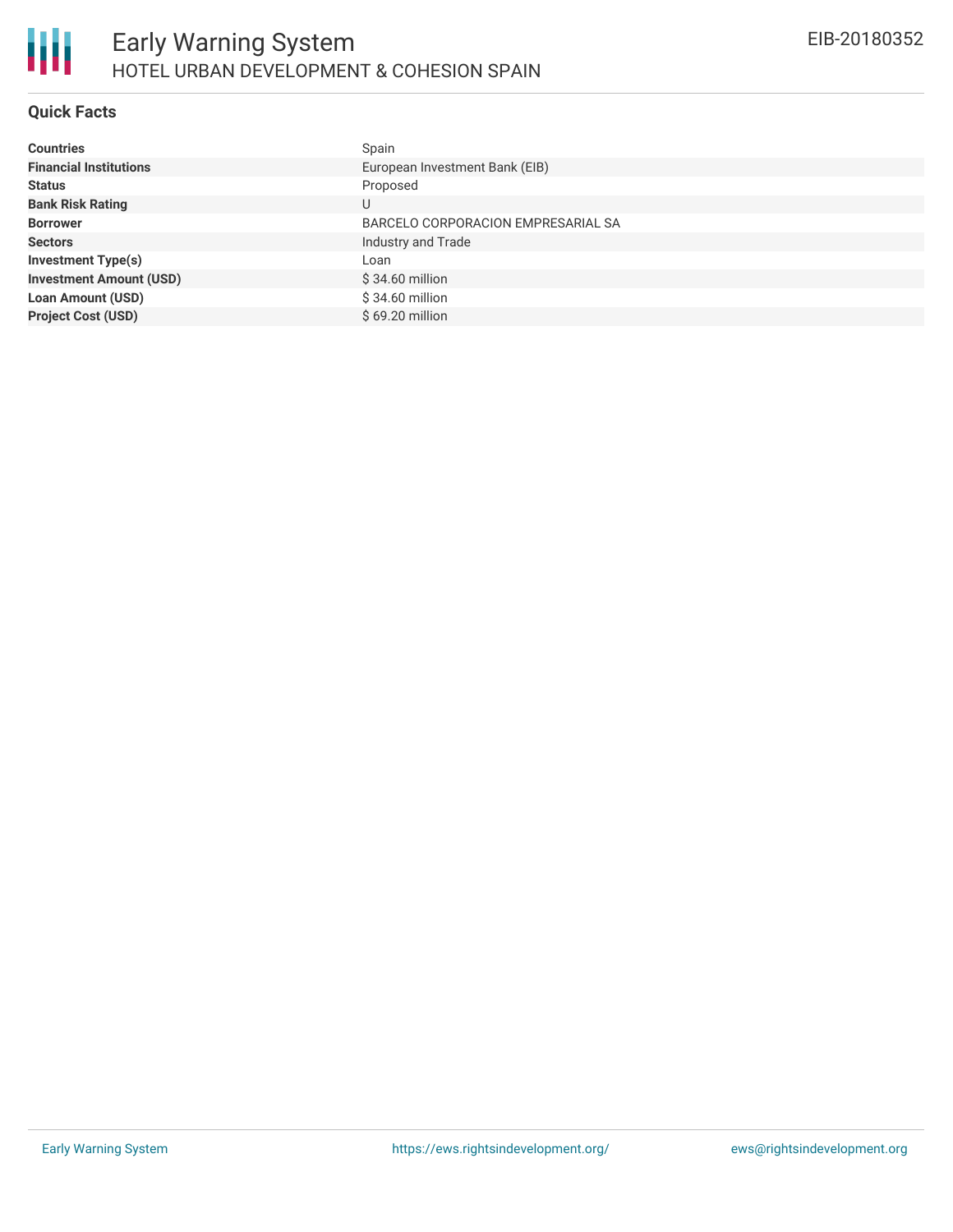# Early Warning System

## HOTEL URBAN DEVELOPMENT & COHESION SPAIN

EIB-20180352

### Quick Facts

| | |
|---|---|
| **Countries** | Spain |
| **Financial Institutions** | European Investment Bank (EIB) |
| **Status** | Proposed |
| **Bank Risk Rating** | U |
| **Borrower** | BARCELO CORPORACION EMPRESARIAL SA |
| **Sectors** | Industry and Trade |
| **Investment Type(s)** | Loan |
| **Investment Amount (USD)** | $ 34.60 million |
| **Loan Amount (USD)** | $ 34.60 million |
| **Project Cost (USD)** | $ 69.20 million |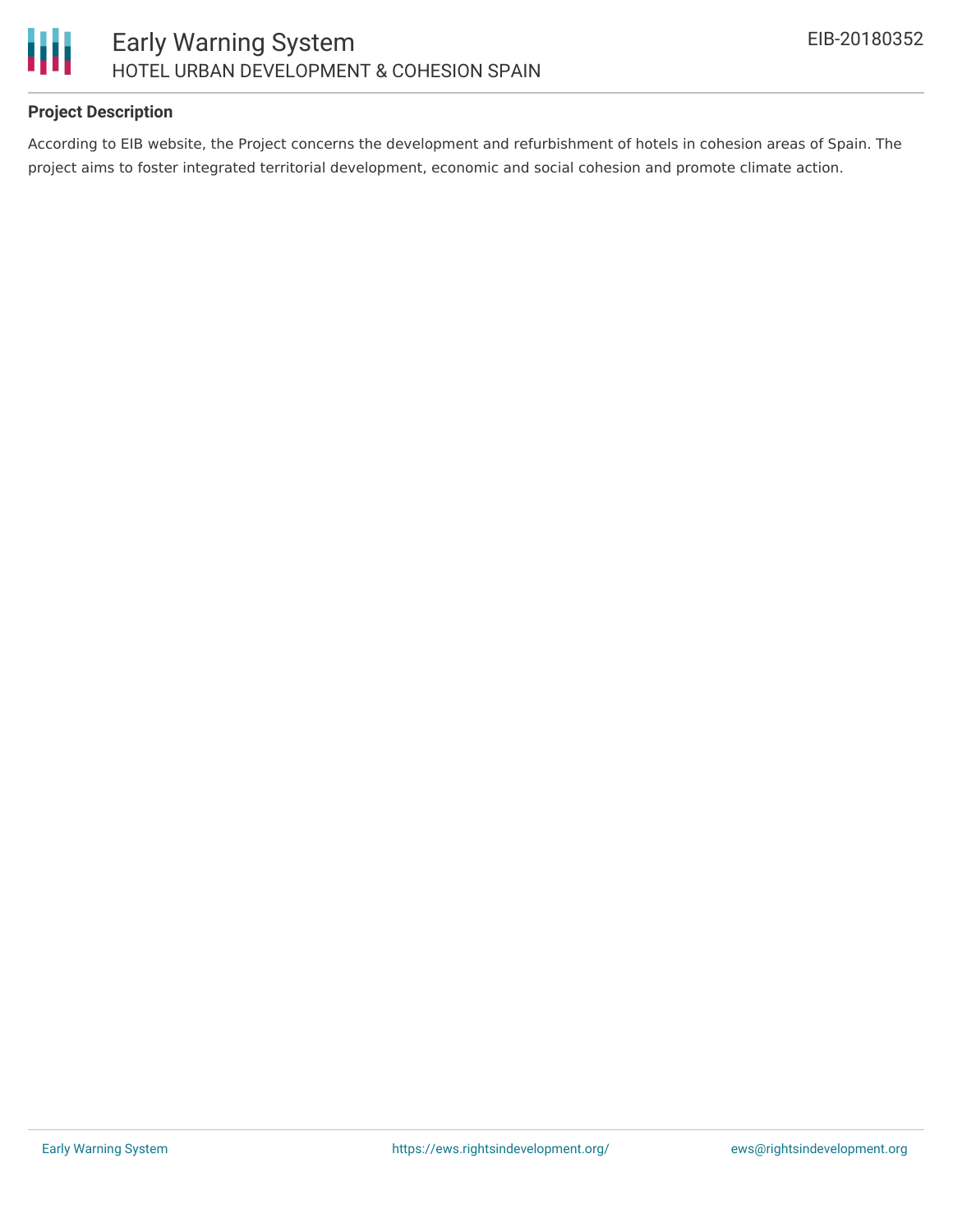**Project Description**

According to EIB website, the Project concerns the development and refurbishment of hotels in cohesion areas of Spain. The project aims to foster integrated territorial development, economic and social cohesion and promote climate action.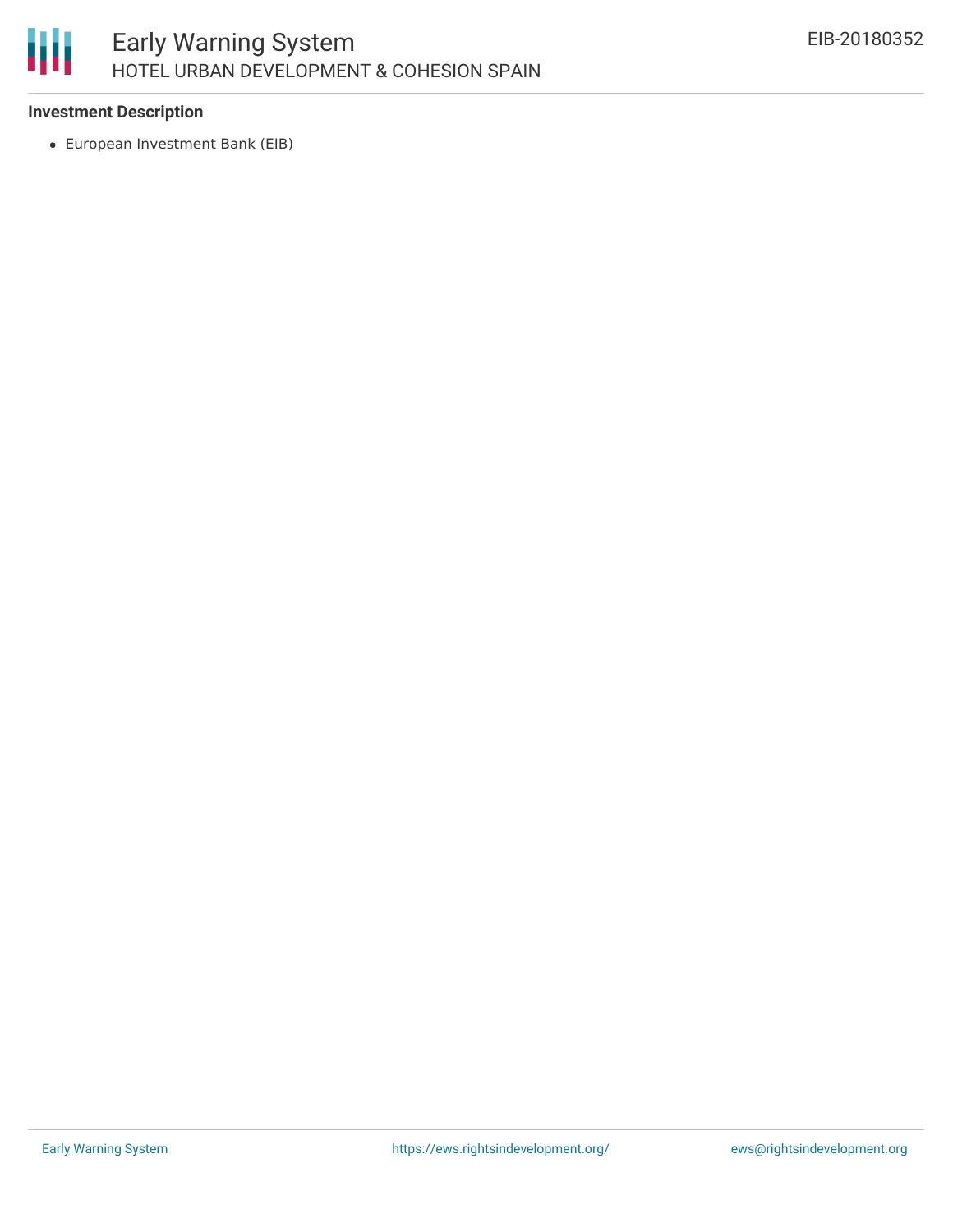### Investment Description

- European Investment Bank (EIB)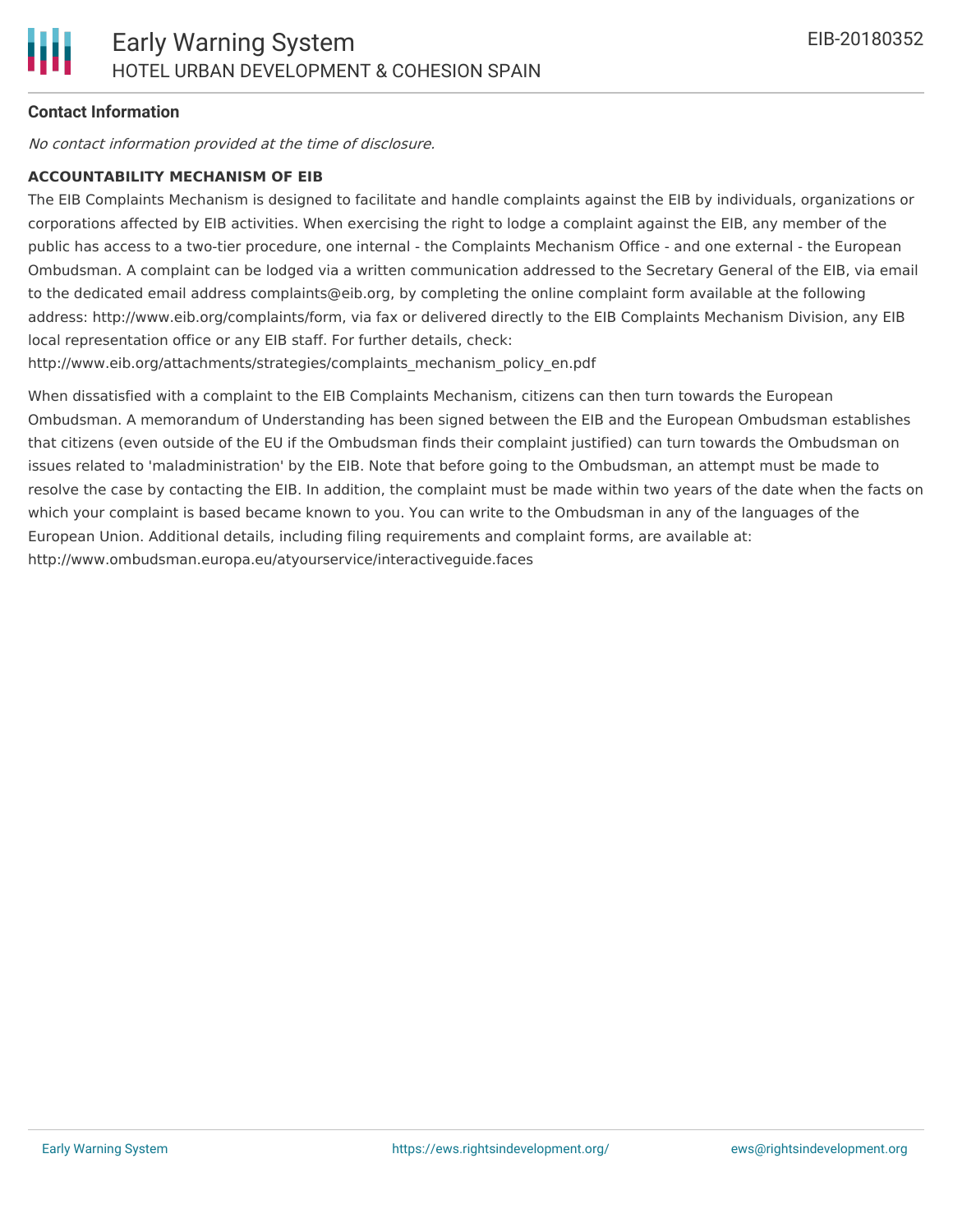**Contact Information**

*No contact information provided at the time of disclosure.*

**ACCOUNTABILITY MECHANISM OF EIB**

The EIB Complaints Mechanism is designed to facilitate and handle complaints against the EIB by individuals, organizations or corporations affected by EIB activities. When exercising the right to lodge a complaint against the EIB, any member of the public has access to a two-tier procedure, one internal - the Complaints Mechanism Office - and one external - the European Ombudsman. A complaint can be lodged via a written communication addressed to the Secretary General of the EIB, via email to the dedicated email address complaints@eib.org, by completing the online complaint form available at the following address: http://www.eib.org/complaints/form, via fax or delivered directly to the EIB Complaints Mechanism Division, any EIB local representation office or any EIB staff. For further details, check: http://www.eib.org/attachments/strategies/complaints_mechanism_policy_en.pdf

When dissatisfied with a complaint to the EIB Complaints Mechanism, citizens can then turn towards the European Ombudsman. A memorandum of Understanding has been signed between the EIB and the European Ombudsman establishes that citizens (even outside of the EU if the Ombudsman finds their complaint justified) can turn towards the Ombudsman on issues related to 'maladministration' by the EIB. Note that before going to the Ombudsman, an attempt must be made to resolve the case by contacting the EIB. In addition, the complaint must be made within two years of the date when the facts on which your complaint is based became known to you. You can write to the Ombudsman in any of the languages of the European Union. Additional details, including filing requirements and complaint forms, are available at: http://www.ombudsman.europa.eu/atyourservice/interactiveguide.faces